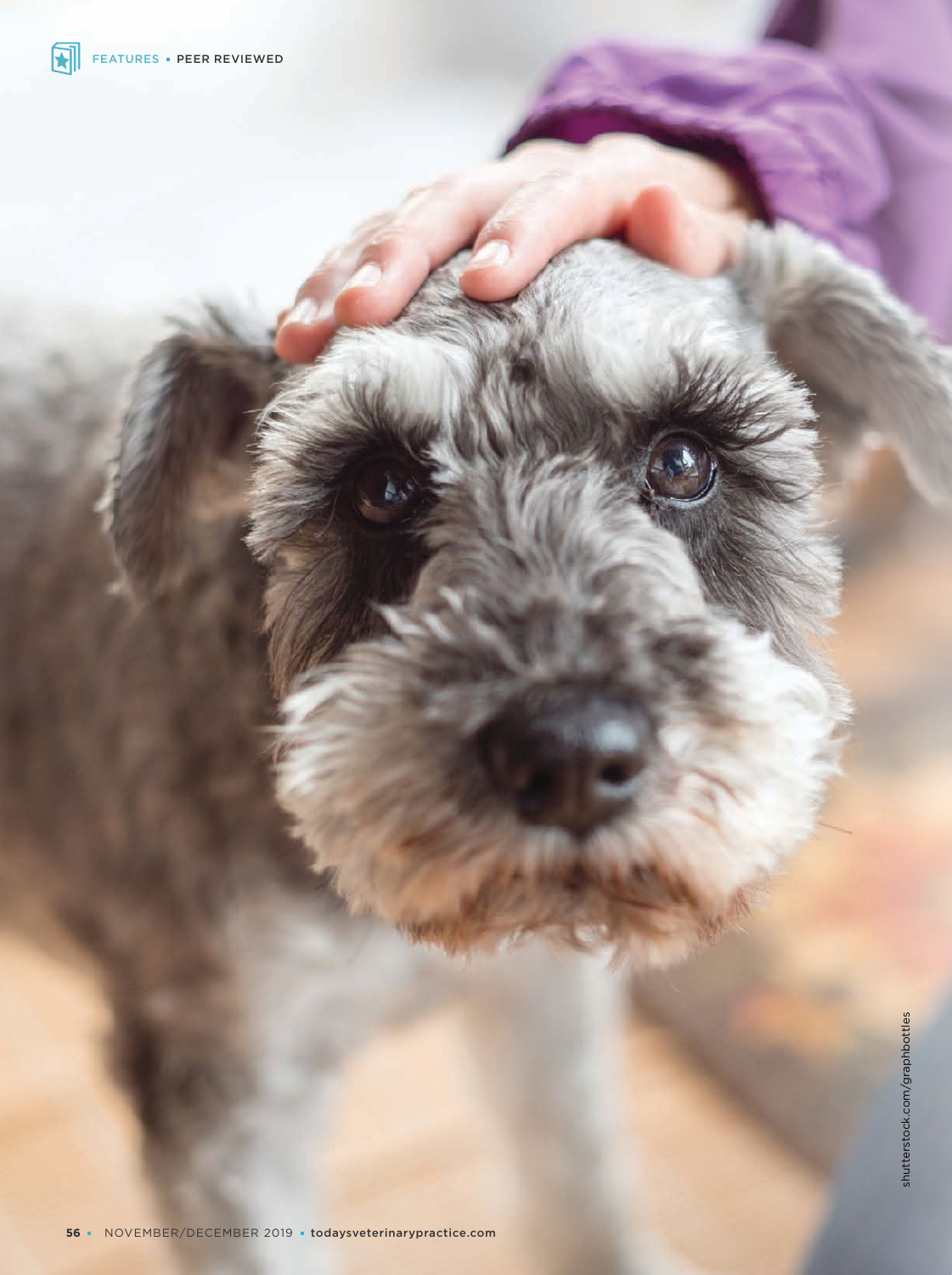shutterstock.com/graphbottles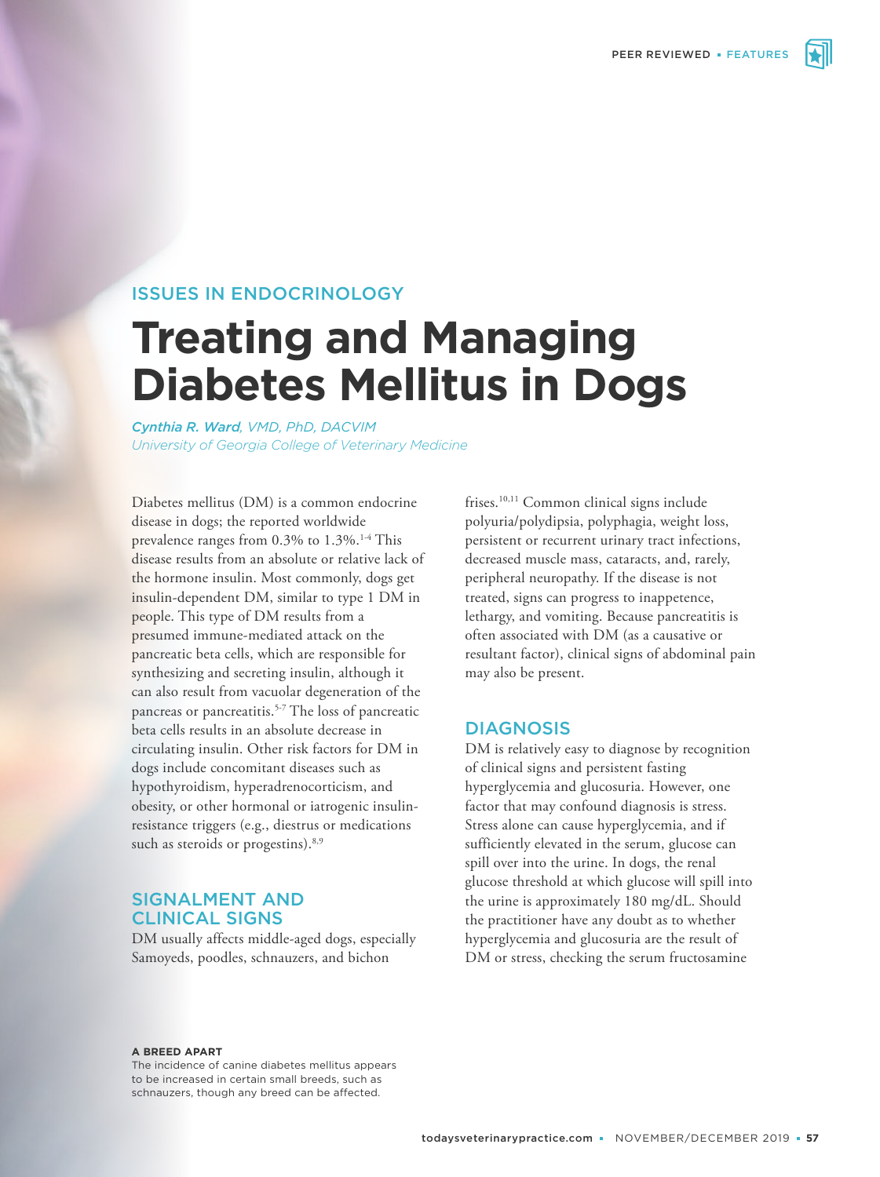ISSUES IN ENDOCRINOLOGY

# Treating and Managing Diabetes Mellitus in Dogs

*Cynthia R. Ward, VMD, PhD, DACVIM*
*University of Georgia College of Veterinary Medicine*

Diabetes mellitus (DM) is a common endocrine disease in dogs; the reported worldwide prevalence ranges from 0.3% to 1.3%.[1-4] This disease results from an absolute or relative lack of the hormone insulin. Most commonly, dogs get insulin-dependent DM, similar to type 1 DM in people. This type of DM results from a presumed immune-mediated attack on the pancreatic beta cells, which are responsible for synthesizing and secreting insulin, although it can also result from vacuolar degeneration of the pancreas or pancreatitis.[5-7] The loss of pancreatic beta cells results in an absolute decrease in circulating insulin. Other risk factors for DM in dogs include concomitant diseases such as hypothyroidism, hyperadrenocorticism, and obesity, or other hormonal or iatrogenic insulin-resistance triggers (e.g., diestrus or medications such as steroids or progestins).[8,9]

## SIGNALMENT AND CLINICAL SIGNS

DM usually affects middle-aged dogs, especially Samoyeds, poodles, schnauzers, and bichon frises.[10,11] Common clinical signs include polyuria/polydipsia, polyphagia, weight loss, persistent or recurrent urinary tract infections, decreased muscle mass, cataracts, and, rarely, peripheral neuropathy. If the disease is not treated, signs can progress to inappetence, lethargy, and vomiting. Because pancreatitis is often associated with DM (as a causative or resultant factor), clinical signs of abdominal pain may also be present.

## DIAGNOSIS

DM is relatively easy to diagnose by recognition of clinical signs and persistent fasting hyperglycemia and glucosuria. However, one factor that may confound diagnosis is stress. Stress alone can cause hyperglycemia, and if sufficiently elevated in the serum, glucose can spill over into the urine. In dogs, the renal glucose threshold at which glucose will spill into the urine is approximately 180 mg/dL. Should the practitioner have any doubt as to whether hyperglycemia and glucosuria are the result of DM or stress, checking the serum fructosamine

**A BREED APART**
The incidence of canine diabetes mellitus appears to be increased in certain small breeds, such as schnauzers, though any breed can be affected.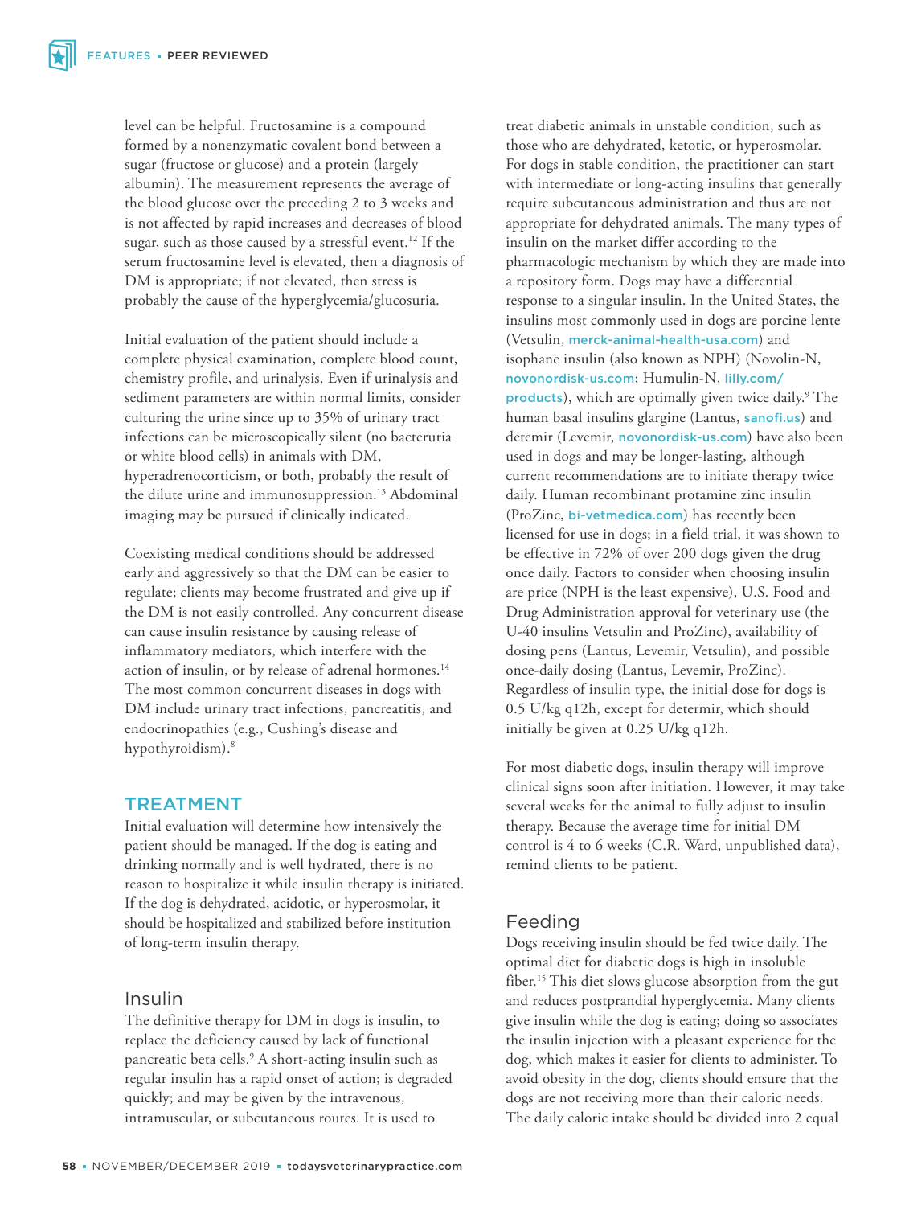level can be helpful. Fructosamine is a compound formed by a nonenzymatic covalent bond between a sugar (fructose or glucose) and a protein (largely albumin). The measurement represents the average of the blood glucose over the preceding 2 to 3 weeks and is not affected by rapid increases and decreases of blood sugar, such as those caused by a stressful event.[12] If the serum fructosamine level is elevated, then a diagnosis of DM is appropriate; if not elevated, then stress is probably the cause of the hyperglycemia/glucosuria.

Initial evaluation of the patient should include a complete physical examination, complete blood count, chemistry profile, and urinalysis. Even if urinalysis and sediment parameters are within normal limits, consider culturing the urine since up to 35% of urinary tract infections can be microscopically silent (no bacteruria or white blood cells) in animals with DM, hyperadrenocorticism, or both, probably the result of the dilute urine and immunosuppression.[13] Abdominal imaging may be pursued if clinically indicated.

Coexisting medical conditions should be addressed early and aggressively so that the DM can be easier to regulate; clients may become frustrated and give up if the DM is not easily controlled. Any concurrent disease can cause insulin resistance by causing release of inflammatory mediators, which interfere with the action of insulin, or by release of adrenal hormones.[14] The most common concurrent diseases in dogs with DM include urinary tract infections, pancreatitis, and endocrinopathies (e.g., Cushing's disease and hypothyroidism).[8]

## TREATMENT

Initial evaluation will determine how intensively the patient should be managed. If the dog is eating and drinking normally and is well hydrated, there is no reason to hospitalize it while insulin therapy is initiated. If the dog is dehydrated, acidotic, or hyperosmolar, it should be hospitalized and stabilized before institution of long-term insulin therapy.

### Insulin

The definitive therapy for DM in dogs is insulin, to replace the deficiency caused by lack of functional pancreatic beta cells.[9] A short-acting insulin such as regular insulin has a rapid onset of action; is degraded quickly; and may be given by the intravenous, intramuscular, or subcutaneous routes. It is used to treat diabetic animals in unstable condition, such as those who are dehydrated, ketotic, or hyperosmolar. For dogs in stable condition, the practitioner can start with intermediate or long-acting insulins that generally require subcutaneous administration and thus are not appropriate for dehydrated animals. The many types of insulin on the market differ according to the pharmacologic mechanism by which they are made into a repository form. Dogs may have a differential response to a singular insulin. In the United States, the insulins most commonly used in dogs are porcine lente (Vetsulin, merck-animal-health-usa.com) and isophane insulin (also known as NPH) (Novolin-N, novonordisk-us.com; Humulin-N, lilly.com/products), which are optimally given twice daily.[9] The human basal insulins glargine (Lantus, sanofi.us) and detemir (Levemir, novonordisk-us.com) have also been used in dogs and may be longer-lasting, although current recommendations are to initiate therapy twice daily. Human recombinant protamine zinc insulin (ProZinc, bi-vetmedica.com) has recently been licensed for use in dogs; in a field trial, it was shown to be effective in 72% of over 200 dogs given the drug once daily. Factors to consider when choosing insulin are price (NPH is the least expensive), U.S. Food and Drug Administration approval for veterinary use (the U-40 insulins Vetsulin and ProZinc), availability of dosing pens (Lantus, Levemir, Vetsulin), and possible once-daily dosing (Lantus, Levemir, ProZinc). Regardless of insulin type, the initial dose for dogs is 0.5 U/kg q12h, except for determir, which should initially be given at 0.25 U/kg q12h.

For most diabetic dogs, insulin therapy will improve clinical signs soon after initiation. However, it may take several weeks for the animal to fully adjust to insulin therapy. Because the average time for initial DM control is 4 to 6 weeks (C.R. Ward, unpublished data), remind clients to be patient.

### Feeding

Dogs receiving insulin should be fed twice daily. The optimal diet for diabetic dogs is high in insoluble fiber.[15] This diet slows glucose absorption from the gut and reduces postprandial hyperglycemia. Many clients give insulin while the dog is eating; doing so associates the insulin injection with a pleasant experience for the dog, which makes it easier for clients to administer. To avoid obesity in the dog, clients should ensure that the dogs are not receiving more than their caloric needs. The daily caloric intake should be divided into 2 equal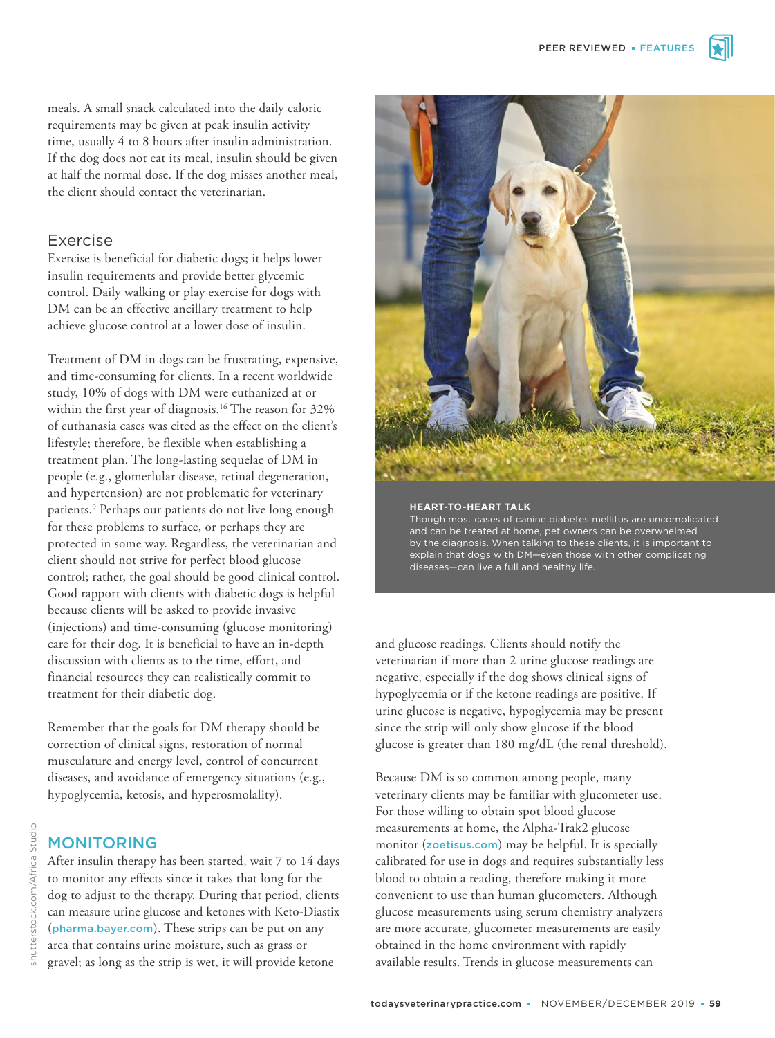meals. A small snack calculated into the daily caloric requirements may be given at peak insulin activity time, usually 4 to 8 hours after insulin administration. If the dog does not eat its meal, insulin should be given at half the normal dose. If the dog misses another meal, the client should contact the veterinarian.

### Exercise

Exercise is beneficial for diabetic dogs; it helps lower insulin requirements and provide better glycemic control. Daily walking or play exercise for dogs with DM can be an effective ancillary treatment to help achieve glucose control at a lower dose of insulin.

Treatment of DM in dogs can be frustrating, expensive, and time-consuming for clients. In a recent worldwide study, 10% of dogs with DM were euthanized at or within the first year of diagnosis.[16] The reason for 32% of euthanasia cases was cited as the effect on the client's lifestyle; therefore, be flexible when establishing a treatment plan. The long-lasting sequelae of DM in people (e.g., glomerlular disease, retinal degeneration, and hypertension) are not problematic for veterinary patients.[9] Perhaps our patients do not live long enough for these problems to surface, or perhaps they are protected in some way. Regardless, the veterinarian and client should not strive for perfect blood glucose control; rather, the goal should be good clinical control. Good rapport with clients with diabetic dogs is helpful because clients will be asked to provide invasive (injections) and time-consuming (glucose monitoring) care for their dog. It is beneficial to have an in-depth discussion with clients as to the time, effort, and financial resources they can realistically commit to treatment for their diabetic dog.

Remember that the goals for DM therapy should be correction of clinical signs, restoration of normal musculature and energy level, control of concurrent diseases, and avoidance of emergency situations (e.g., hypoglycemia, ketosis, and hyperosmolality).

## MONITORING

After insulin therapy has been started, wait 7 to 14 days to monitor any effects since it takes that long for the dog to adjust to the therapy. During that period, clients can measure urine glucose and ketones with Keto-Diastix (pharma.bayer.com). These strips can be put on any area that contains urine moisture, such as grass or gravel; as long as the strip is wet, it will provide ketone and glucose readings. Clients should notify the veterinarian if more than 2 urine glucose readings are negative, especially if the dog shows clinical signs of hypoglycemia or if the ketone readings are positive. If urine glucose is negative, hypoglycemia may be present since the strip will only show glucose if the blood glucose is greater than 180 mg/dL (the renal threshold).

Because DM is so common among people, many veterinary clients may be familiar with glucometer use. For those willing to obtain spot blood glucose measurements at home, the Alpha-Trak2 glucose monitor (zoetisus.com) may be helpful. It is specially calibrated for use in dogs and requires substantially less blood to obtain a reading, therefore making it more convenient to use than human glucometers. Although glucose measurements using serum chemistry analyzers are more accurate, glucometer measurements are easily obtained in the home environment with rapidly available results. Trends in glucose measurements can

**HEART-TO-HEART TALK**
Though most cases of canine diabetes mellitus are uncomplicated and can be treated at home, pet owners can be overwhelmed by the diagnosis. When talking to these clients, it is important to explain that dogs with DM—even those with other complicating diseases—can live a full and healthy life.

shutterstock.com/Africa Studio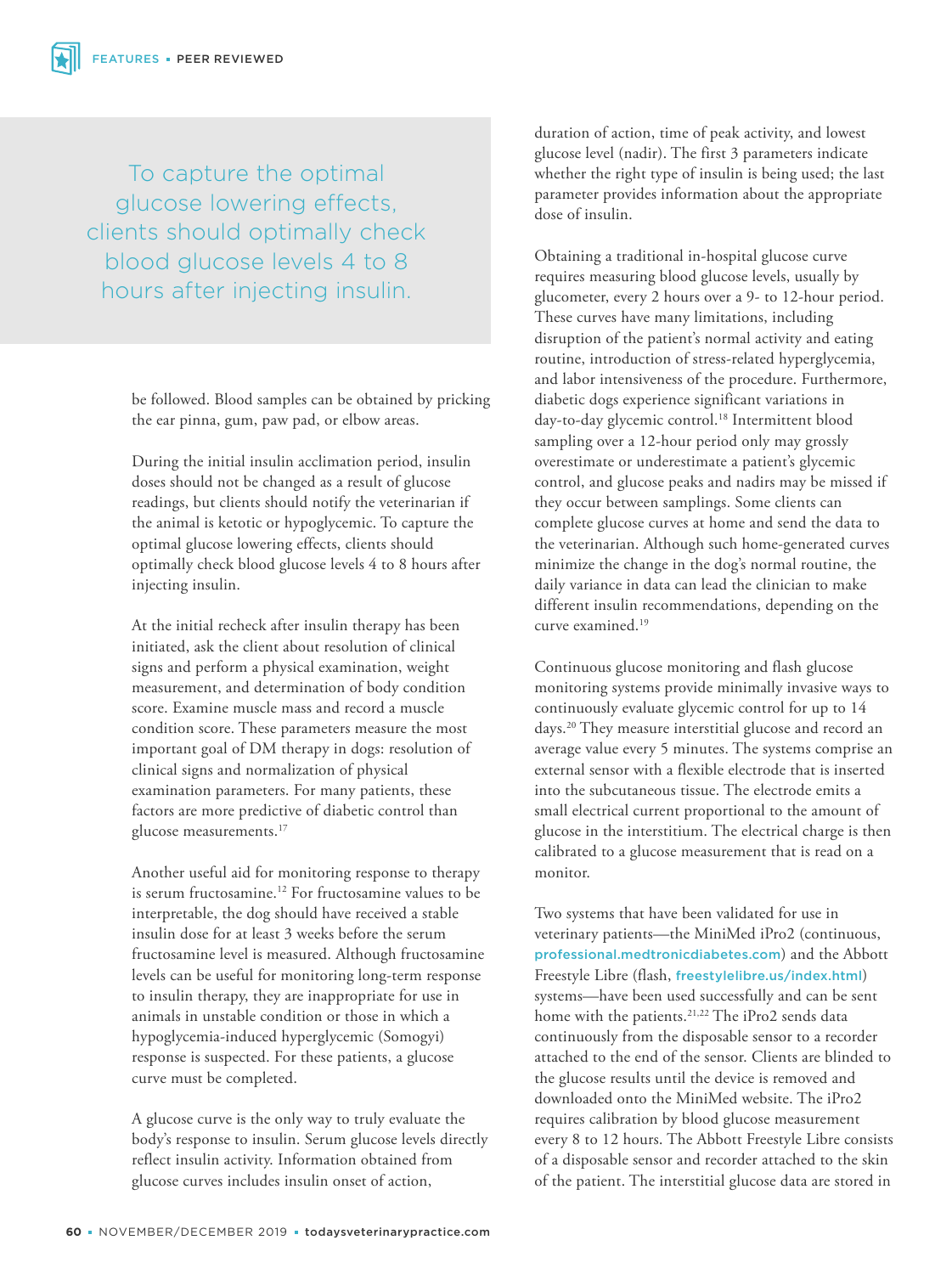> To capture the optimal glucose lowering effects, clients should optimally check blood glucose levels 4 to 8 hours after injecting insulin.

be followed. Blood samples can be obtained by pricking the ear pinna, gum, paw pad, or elbow areas.

During the initial insulin acclimation period, insulin doses should not be changed as a result of glucose readings, but clients should notify the veterinarian if the animal is ketotic or hypoglycemic. To capture the optimal glucose lowering effects, clients should optimally check blood glucose levels 4 to 8 hours after injecting insulin.

At the initial recheck after insulin therapy has been initiated, ask the client about resolution of clinical signs and perform a physical examination, weight measurement, and determination of body condition score. Examine muscle mass and record a muscle condition score. These parameters measure the most important goal of DM therapy in dogs: resolution of clinical signs and normalization of physical examination parameters. For many patients, these factors are more predictive of diabetic control than glucose measurements.[17]

Another useful aid for monitoring response to therapy is serum fructosamine.[12] For fructosamine values to be interpretable, the dog should have received a stable insulin dose for at least 3 weeks before the serum fructosamine level is measured. Although fructosamine levels can be useful for monitoring long-term response to insulin therapy, they are inappropriate for use in animals in unstable condition or those in which a hypoglycemia-induced hyperglycemic (Somogyi) response is suspected. For these patients, a glucose curve must be completed.

A glucose curve is the only way to truly evaluate the body's response to insulin. Serum glucose levels directly reflect insulin activity. Information obtained from glucose curves includes insulin onset of action, duration of action, time of peak activity, and lowest glucose level (nadir). The first 3 parameters indicate whether the right type of insulin is being used; the last parameter provides information about the appropriate dose of insulin.

Obtaining a traditional in-hospital glucose curve requires measuring blood glucose levels, usually by glucometer, every 2 hours over a 9- to 12-hour period. These curves have many limitations, including disruption of the patient's normal activity and eating routine, introduction of stress-related hyperglycemia, and labor intensiveness of the procedure. Furthermore, diabetic dogs experience significant variations in day-to-day glycemic control.[18] Intermittent blood sampling over a 12-hour period only may grossly overestimate or underestimate a patient's glycemic control, and glucose peaks and nadirs may be missed if they occur between samplings. Some clients can complete glucose curves at home and send the data to the veterinarian. Although such home-generated curves minimize the change in the dog's normal routine, the daily variance in data can lead the clinician to make different insulin recommendations, depending on the curve examined.[19]

Continuous glucose monitoring and flash glucose monitoring systems provide minimally invasive ways to continuously evaluate glycemic control for up to 14 days.[20] They measure interstitial glucose and record an average value every 5 minutes. The systems comprise an external sensor with a flexible electrode that is inserted into the subcutaneous tissue. The electrode emits a small electrical current proportional to the amount of glucose in the interstitium. The electrical charge is then calibrated to a glucose measurement that is read on a monitor.

Two systems that have been validated for use in veterinary patients—the MiniMed iPro2 (continuous, professional.medtronicdiabetes.com) and the Abbott Freestyle Libre (flash, freestylelibre.us/index.html) systems—have been used successfully and can be sent home with the patients.[21,22] The iPro2 sends data continuously from the disposable sensor to a recorder attached to the end of the sensor. Clients are blinded to the glucose results until the device is removed and downloaded onto the MiniMed website. The iPro2 requires calibration by blood glucose measurement every 8 to 12 hours. The Abbott Freestyle Libre consists of a disposable sensor and recorder attached to the skin of the patient. The interstitial glucose data are stored in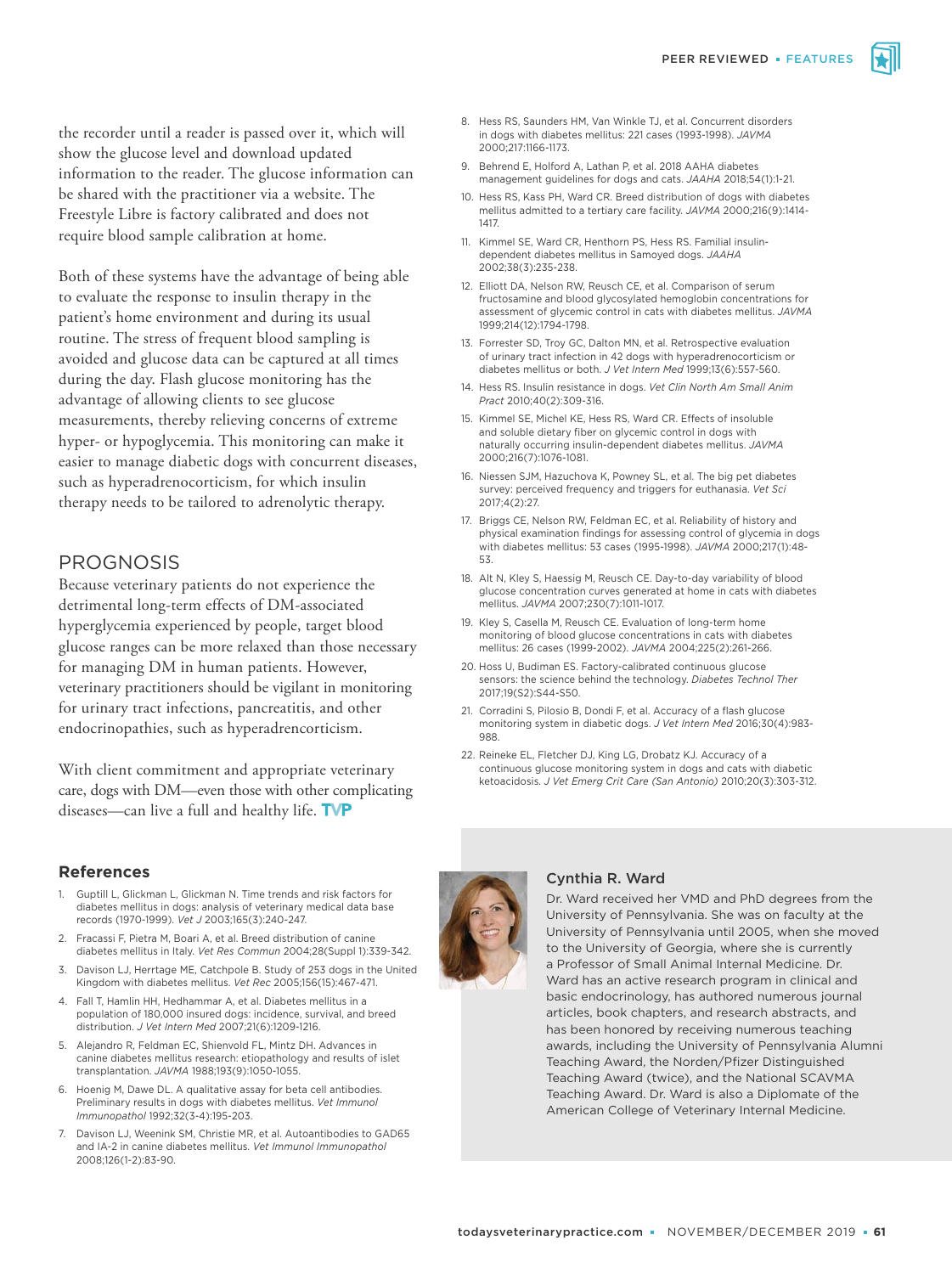the recorder until a reader is passed over it, which will show the glucose level and download updated information to the reader. The glucose information can be shared with the practitioner via a website. The Freestyle Libre is factory calibrated and does not require blood sample calibration at home.

Both of these systems have the advantage of being able to evaluate the response to insulin therapy in the patient's home environment and during its usual routine. The stress of frequent blood sampling is avoided and glucose data can be captured at all times during the day. Flash glucose monitoring has the advantage of allowing clients to see glucose measurements, thereby relieving concerns of extreme hyper- or hypoglycemia. This monitoring can make it easier to manage diabetic dogs with concurrent diseases, such as hyperadrenocorticism, for which insulin therapy needs to be tailored to adrenolytic therapy.

## PROGNOSIS

Because veterinary patients do not experience the detrimental long-term effects of DM-associated hyperglycemia experienced by people, target blood glucose ranges can be more relaxed than those necessary for managing DM in human patients. However, veterinary practitioners should be vigilant in monitoring for urinary tract infections, pancreatitis, and other endocrinopathies, such as hyperadrencorticism.

With client commitment and appropriate veterinary care, dogs with DM—even those with other complicating diseases—can live a full and healthy life. TVP

## References

1. Guptill L, Glickman L, Glickman N. Time trends and risk factors for diabetes mellitus in dogs: analysis of veterinary medical data base records (1970-1999). *Vet J* 2003;165(3):240-247.
2. Fracassi F, Pietra M, Boari A, et al. Breed distribution of canine diabetes mellitus in Italy. *Vet Res Commun* 2004;28(Suppl 1):339-342.
3. Davison LJ, Herrtage ME, Catchpole B. Study of 253 dogs in the United Kingdom with diabetes mellitus. *Vet Rec* 2005;156(15):467-471.
4. Fall T, Hamlin HH, Hedhammar A, et al. Diabetes mellitus in a population of 180,000 insured dogs: incidence, survival, and breed distribution. *J Vet Intern Med* 2007;21(6):1209-1216.
5. Alejandro R, Feldman EC, Shienvold FL, Mintz DH. Advances in canine diabetes mellitus research: etiopathology and results of islet transplantation. *JAVMA* 1988;193(9):1050-1055.
6. Hoenig M, Dawe DL. A qualitative assay for beta cell antibodies. Preliminary results in dogs with diabetes mellitus. *Vet Immunol Immunopathol* 1992;32(3-4):195-203.
7. Davison LJ, Weenink SM, Christie MR, et al. Autoantibodies to GAD65 and IA-2 in canine diabetes mellitus. *Vet Immunol Immunopathol* 2008;126(1-2):83-90.
8. Hess RS, Saunders HM, Van Winkle TJ, et al. Concurrent disorders in dogs with diabetes mellitus: 221 cases (1993-1998). *JAVMA* 2000;217:1166-1173.
9. Behrend E, Holford A, Lathan P, et al. 2018 AAHA diabetes management guidelines for dogs and cats. *JAAHA* 2018;54(1):1-21.
10. Hess RS, Kass PH, Ward CR. Breed distribution of dogs with diabetes mellitus admitted to a tertiary care facility. *JAVMA* 2000;216(9):1414-1417.
11. Kimmel SE, Ward CR, Henthorn PS, Hess RS. Familial insulin-dependent diabetes mellitus in Samoyed dogs. *JAAHA* 2002;38(3):235-238.
12. Elliott DA, Nelson RW, Reusch CE, et al. Comparison of serum fructosamine and blood glycosylated hemoglobin concentrations for assessment of glycemic control in cats with diabetes mellitus. *JAVMA* 1999;214(12):1794-1798.
13. Forrester SD, Troy GC, Dalton MN, et al. Retrospective evaluation of urinary tract infection in 42 dogs with hyperadrenocorticism or diabetes mellitus or both. *J Vet Intern Med* 1999;13(6):557-560.
14. Hess RS. Insulin resistance in dogs. *Vet Clin North Am Small Anim Pract* 2010;40(2):309-316.
15. Kimmel SE, Michel KE, Hess RS, Ward CR. Effects of insoluble and soluble dietary fiber on glycemic control in dogs with naturally occurring insulin-dependent diabetes mellitus. *JAVMA* 2000;216(7):1076-1081.
16. Niessen SJM, Hazuchova K, Powney SL, et al. The big pet diabetes survey: perceived frequency and triggers for euthanasia. *Vet Sci* 2017;4(2):27.
17. Briggs CE, Nelson RW, Feldman EC, et al. Reliability of history and physical examination findings for assessing control of glycemia in dogs with diabetes mellitus: 53 cases (1995-1998). *JAVMA* 2000;217(1):48-53.
18. Alt N, Kley S, Haessig M, Reusch CE. Day-to-day variability of blood glucose concentration curves generated at home in cats with diabetes mellitus. *JAVMA* 2007;230(7):1011-1017.
19. Kley S, Casella M, Reusch CE. Evaluation of long-term home monitoring of blood glucose concentrations in cats with diabetes mellitus: 26 cases (1999-2002). *JAVMA* 2004;225(2):261-266.
20. Hoss U, Budiman ES. Factory-calibrated continuous glucose sensors: the science behind the technology. *Diabetes Technol Ther* 2017;19(S2):S44-S50.
21. Corradini S, Pilosio B, Dondi F, et al. Accuracy of a flash glucose monitoring system in diabetic dogs. *J Vet Intern Med* 2016;30(4):983-988.
22. Reineke EL, Fletcher DJ, King LG, Drobatz KJ. Accuracy of a continuous glucose monitoring system in dogs and cats with diabetic ketoacidosis. *J Vet Emerg Crit Care (San Antonio)* 2010;20(3):303-312.

### Cynthia R. Ward

Dr. Ward received her VMD and PhD degrees from the University of Pennsylvania. She was on faculty at the University of Pennsylvania until 2005, when she moved to the University of Georgia, where she is currently a Professor of Small Animal Internal Medicine. Dr. Ward has an active research program in clinical and basic endocrinology, has authored numerous journal articles, book chapters, and research abstracts, and has been honored by receiving numerous teaching awards, including the University of Pennsylvania Alumni Teaching Award, the Norden/Pfizer Distinguished Teaching Award (twice), and the National SCAVMA Teaching Award. Dr. Ward is also a Diplomate of the American College of Veterinary Internal Medicine.